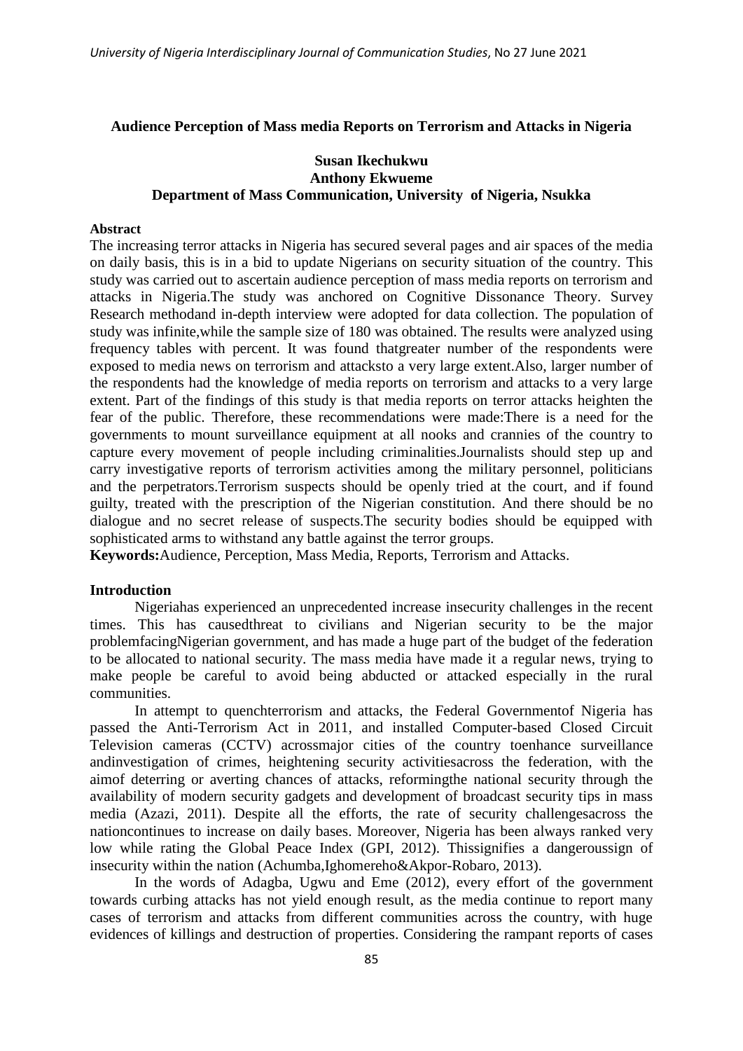# Audience Perception of Mass media Reports on Terrorism and Attacks in Nigeria

**Susan Ikechukwu**
**Anthony Ekwueme**
**Department of Mass Communication, University of Nigeria, Nsukka**

## Abstract

The increasing terror attacks in Nigeria has secured several pages and air spaces of the media on daily basis, this is in a bid to update Nigerians on security situation of the country. This study was carried out to ascertain audience perception of mass media reports on terrorism and attacks in Nigeria.The study was anchored on Cognitive Dissonance Theory. Survey Research methodand in-depth interview were adopted for data collection. The population of study was infinite,while the sample size of 180 was obtained. The results were analyzed using frequency tables with percent. It was found thatgreater number of the respondents were exposed to media news on terrorism and attacksto a very large extent.Also, larger number of the respondents had the knowledge of media reports on terrorism and attacks to a very large extent. Part of the findings of this study is that media reports on terror attacks heighten the fear of the public. Therefore, these recommendations were made:There is a need for the governments to mount surveillance equipment at all nooks and crannies of the country to capture every movement of people including criminalities.Journalists should step up and carry investigative reports of terrorism activities among the military personnel, politicians and the perpetrators.Terrorism suspects should be openly tried at the court, and if found guilty, treated with the prescription of the Nigerian constitution. And there should be no dialogue and no secret release of suspects.The security bodies should be equipped with sophisticated arms to withstand any battle against the terror groups.

**Keywords:** Audience, Perception, Mass Media, Reports, Terrorism and Attacks.

## Introduction

Nigeriahas experienced an unprecedented increase insecurity challenges in the recent times. This has causedthreat to civilians and Nigerian security to be the major problemfacingNigerian government, and has made a huge part of the budget of the federation to be allocated to national security. The mass media have made it a regular news, trying to make people be careful to avoid being abducted or attacked especially in the rural communities.

In attempt to quenchterrorism and attacks, the Federal Governmentof Nigeria has passed the Anti-Terrorism Act in 2011, and installed Computer-based Closed Circuit Television cameras (CCTV) acrossmajor cities of the country toenhance surveillance andinvestigation of crimes, heightening security activitiesacross the federation, with the aimof deterring or averting chances of attacks, reformingthe national security through the availability of modern security gadgets and development of broadcast security tips in mass media (Azazi, 2011). Despite all the efforts, the rate of security challengesacross the nationcontinues to increase on daily bases. Moreover, Nigeria has been always ranked very low while rating the Global Peace Index (GPI, 2012). Thissignifies a dangeroussign of insecurity within the nation (Achumba,Ighomereho&Akpor-Robaro, 2013).

In the words of Adagba, Ugwu and Eme (2012), every effort of the government towards curbing attacks has not yield enough result, as the media continue to report many cases of terrorism and attacks from different communities across the country, with huge evidences of killings and destruction of properties. Considering the rampant reports of cases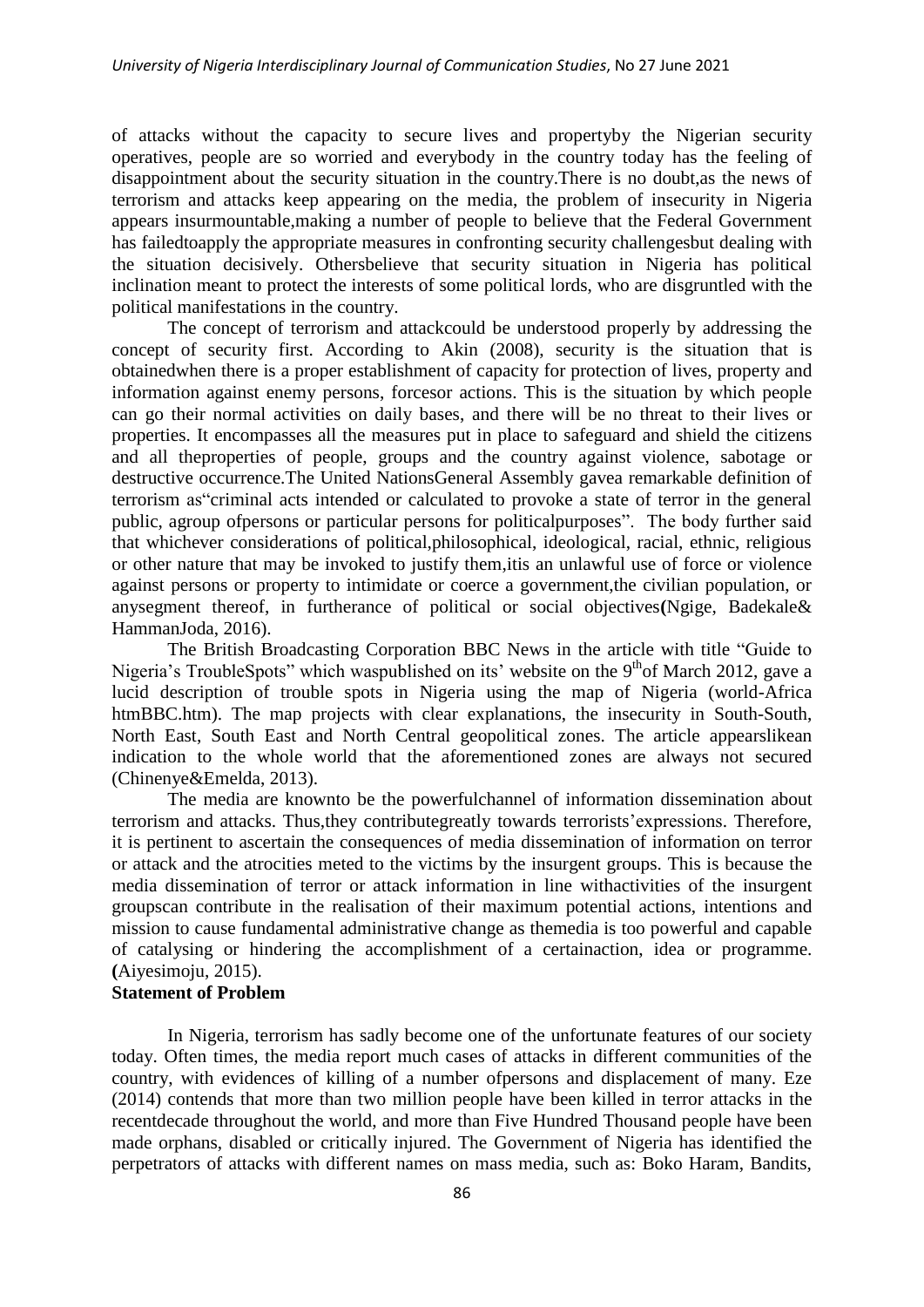of attacks without the capacity to secure lives and propertyby the Nigerian security operatives, people are so worried and everybody in the country today has the feeling of disappointment about the security situation in the country.There is no doubt,as the news of terrorism and attacks keep appearing on the media, the problem of insecurity in Nigeria appears insurmountable,making a number of people to believe that the Federal Government has failedtoapply the appropriate measures in confronting security challengesbut dealing with the situation decisively. Othersbelieve that security situation in Nigeria has political inclination meant to protect the interests of some political lords, who are disgruntled with the political manifestations in the country.

The concept of terrorism and attackcould be understood properly by addressing the concept of security first. According to Akin (2008), security is the situation that is obtainedwhen there is a proper establishment of capacity for protection of lives, property and information against enemy persons, forcesor actions. This is the situation by which people can go their normal activities on daily bases, and there will be no threat to their lives or properties. It encompasses all the measures put in place to safeguard and shield the citizens and all theproperties of people, groups and the country against violence, sabotage or destructive occurrence.The United NationsGeneral Assembly gavea remarkable definition of terrorism as"criminal acts intended or calculated to provoke a state of terror in the general public, agroup ofpersons or particular persons for politicalpurposes". The body further said that whichever considerations of political,philosophical, ideological, racial, ethnic, religious or other nature that may be invoked to justify them,itis an unlawful use of force or violence against persons or property to intimidate or coerce a government,the civilian population, or anysegment thereof, in furtherance of political or social objectives**(**Ngige, Badekale& HammanJoda, 2016).

The British Broadcasting Corporation BBC News in the article with title "Guide to Nigeria's TroubleSpots" which waspublished on its' website on the 9th of March 2012, gave a lucid description of trouble spots in Nigeria using the map of Nigeria (world-Africa htmBBC.htm). The map projects with clear explanations, the insecurity in South-South, North East, South East and North Central geopolitical zones. The article appearslikean indication to the whole world that the aforementioned zones are always not secured (Chinenye&Emelda, 2013).

The media are knownto be the powerfulchannel of information dissemination about terrorism and attacks. Thus,they contributegreatly towards terrorists'expressions. Therefore, it is pertinent to ascertain the consequences of media dissemination of information on terror or attack and the atrocities meted to the victims by the insurgent groups. This is because the media dissemination of terror or attack information in line withactivities of the insurgent groupscan contribute in the realisation of their maximum potential actions, intentions and mission to cause fundamental administrative change as themedia is too powerful and capable of catalysing or hindering the accomplishment of a certainaction, idea or programme. **(**Aiyesimoju, 2015).

**Statement of Problem**

In Nigeria, terrorism has sadly become one of the unfortunate features of our society today. Often times, the media report much cases of attacks in different communities of the country, with evidences of killing of a number ofpersons and displacement of many. Eze (2014) contends that more than two million people have been killed in terror attacks in the recentdecade throughout the world, and more than Five Hundred Thousand people have been made orphans, disabled or critically injured. The Government of Nigeria has identified the perpetrators of attacks with different names on mass media, such as: Boko Haram, Bandits,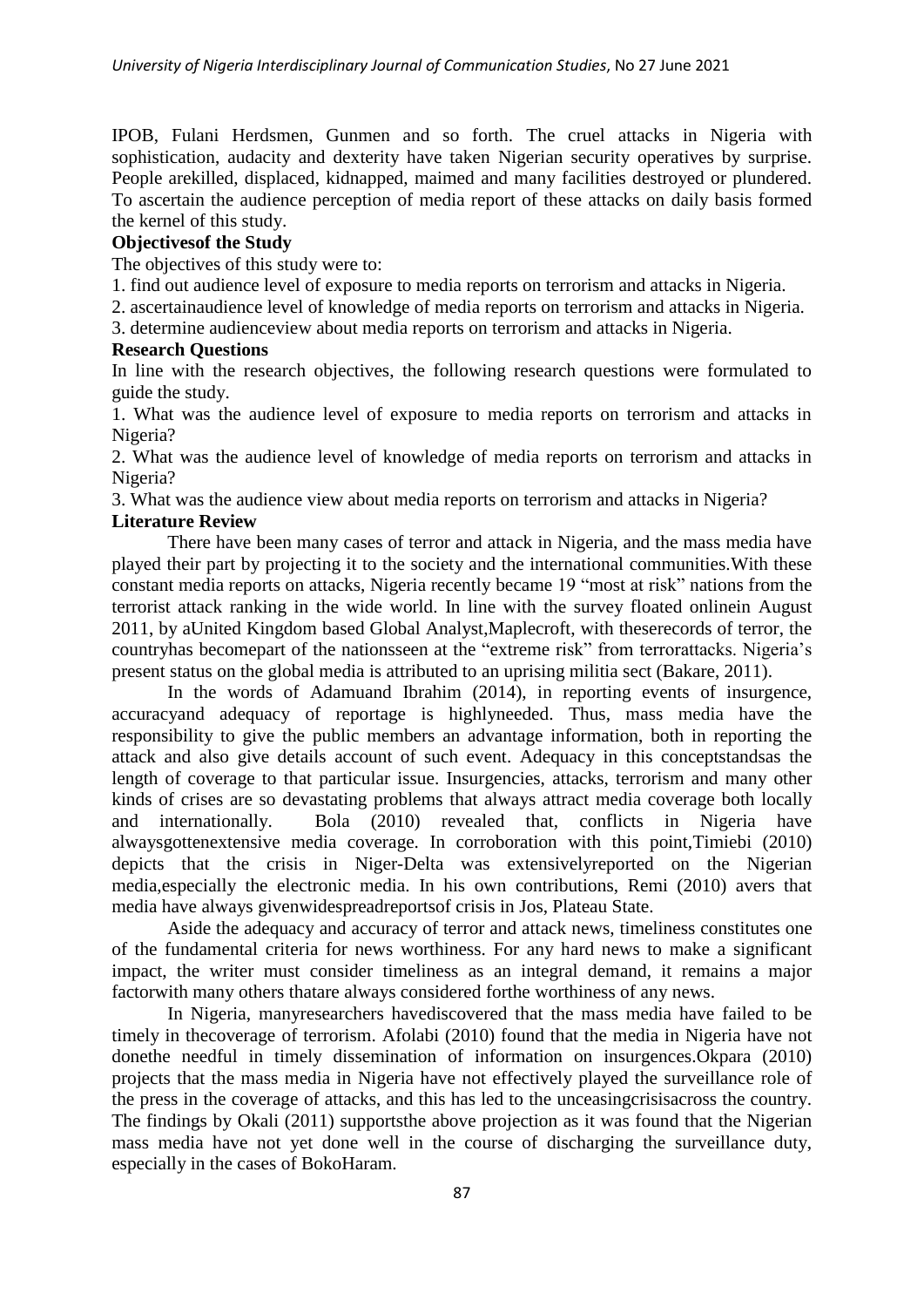IPOB, Fulani Herdsmen, Gunmen and so forth. The cruel attacks in Nigeria with sophistication, audacity and dexterity have taken Nigerian security operatives by surprise. People arekilled, displaced, kidnapped, maimed and many facilities destroyed or plundered. To ascertain the audience perception of media report of these attacks on daily basis formed the kernel of this study.

**Objectivesof the Study**

The objectives of this study were to:

1. find out audience level of exposure to media reports on terrorism and attacks in Nigeria.
2. ascertainaudience level of knowledge of media reports on terrorism and attacks in Nigeria.
3. determine audienceview about media reports on terrorism and attacks in Nigeria.

**Research Questions**

In line with the research objectives, the following research questions were formulated to guide the study.

1. What was the audience level of exposure to media reports on terrorism and attacks in Nigeria?
2. What was the audience level of knowledge of media reports on terrorism and attacks in Nigeria?
3. What was the audience view about media reports on terrorism and attacks in Nigeria?

**Literature Review**

There have been many cases of terror and attack in Nigeria, and the mass media have played their part by projecting it to the society and the international communities.With these constant media reports on attacks, Nigeria recently became 19 "most at risk" nations from the terrorist attack ranking in the wide world. In line with the survey floated onlinein August 2011, by aUnited Kingdom based Global Analyst,Maplecroft, with theserecords of terror, the countryhas becomepart of the nationsseen at the "extreme risk" from terrorattacks. Nigeria's present status on the global media is attributed to an uprising militia sect (Bakare, 2011).

In the words of Adamuand Ibrahim (2014), in reporting events of insurgence, accuracyand adequacy of reportage is highlyneeded. Thus, mass media have the responsibility to give the public members an advantage information, both in reporting the attack and also give details account of such event. Adequacy in this conceptstandsas the length of coverage to that particular issue. Insurgencies, attacks, terrorism and many other kinds of crises are so devastating problems that always attract media coverage both locally and internationally. Bola (2010) revealed that, conflicts in Nigeria have alwaysgottenextensive media coverage. In corroboration with this point,Timiebi (2010) depicts that the crisis in Niger-Delta was extensivelyreported on the Nigerian media,especially the electronic media. In his own contributions, Remi (2010) avers that media have always givenwidespreadreportsof crisis in Jos, Plateau State.

Aside the adequacy and accuracy of terror and attack news, timeliness constitutes one of the fundamental criteria for news worthiness. For any hard news to make a significant impact, the writer must consider timeliness as an integral demand, it remains a major factorwith many others thatare always considered forthe worthiness of any news.

In Nigeria, manyresearchers havediscovered that the mass media have failed to be timely in thecoverage of terrorism. Afolabi (2010) found that the media in Nigeria have not donethe needful in timely dissemination of information on insurgences.Okpara (2010) projects that the mass media in Nigeria have not effectively played the surveillance role of the press in the coverage of attacks, and this has led to the unceasingcrisisacross the country. The findings by Okali (2011) supportsthe above projection as it was found that the Nigerian mass media have not yet done well in the course of discharging the surveillance duty, especially in the cases of BokoHaram.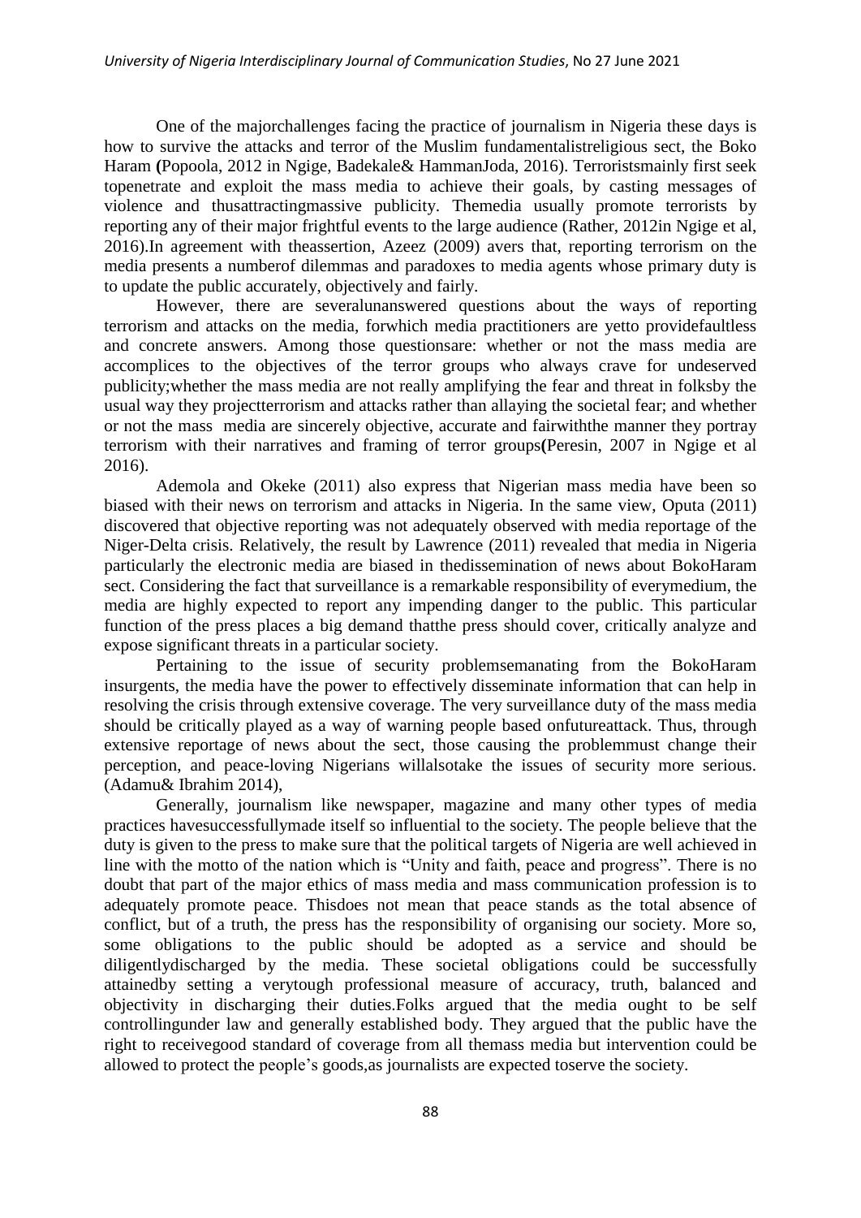One of the majorchallenges facing the practice of journalism in Nigeria these days is how to survive the attacks and terror of the Muslim fundamentalistreligious sect, the Boko Haram **(**Popoola, 2012 in Ngige, Badekale& HammanJoda, 2016). Terroristsmainly first seek topenetrate and exploit the mass media to achieve their goals, by casting messages of violence and thusattractingmassive publicity. Themedia usually promote terrorists by reporting any of their major frightful events to the large audience (Rather, 2012in Ngige et al, 2016).In agreement with theassertion, Azeez (2009) avers that, reporting terrorism on the media presents a numberof dilemmas and paradoxes to media agents whose primary duty is to update the public accurately, objectively and fairly.

However, there are severalunanswered questions about the ways of reporting terrorism and attacks on the media, forwhich media practitioners are yetto providefaultless and concrete answers. Among those questionsare: whether or not the mass media are accomplices to the objectives of the terror groups who always crave for undeserved publicity;whether the mass media are not really amplifying the fear and threat in folksby the usual way they projectterrorism and attacks rather than allaying the societal fear; and whether or not the mass media are sincerely objective, accurate and fairwiththe manner they portray terrorism with their narratives and framing of terror groups**(**Peresin, 2007 in Ngige et al 2016).

Ademola and Okeke (2011) also express that Nigerian mass media have been so biased with their news on terrorism and attacks in Nigeria. In the same view, Oputa (2011) discovered that objective reporting was not adequately observed with media reportage of the Niger-Delta crisis. Relatively, the result by Lawrence (2011) revealed that media in Nigeria particularly the electronic media are biased in thedissemination of news about BokoHaram sect. Considering the fact that surveillance is a remarkable responsibility of everymedium, the media are highly expected to report any impending danger to the public. This particular function of the press places a big demand thatthe press should cover, critically analyze and expose significant threats in a particular society.

Pertaining to the issue of security problemsemanating from the BokoHaram insurgents, the media have the power to effectively disseminate information that can help in resolving the crisis through extensive coverage. The very surveillance duty of the mass media should be critically played as a way of warning people based onfutureattack. Thus, through extensive reportage of news about the sect, those causing the problemmust change their perception, and peace-loving Nigerians willalsotake the issues of security more serious. (Adamu& Ibrahim 2014),

Generally, journalism like newspaper, magazine and many other types of media practices havesuccessfullymade itself so influential to the society. The people believe that the duty is given to the press to make sure that the political targets of Nigeria are well achieved in line with the motto of the nation which is "Unity and faith, peace and progress". There is no doubt that part of the major ethics of mass media and mass communication profession is to adequately promote peace. Thisdoes not mean that peace stands as the total absence of conflict, but of a truth, the press has the responsibility of organising our society. More so, some obligations to the public should be adopted as a service and should be diligentlydischarged by the media. These societal obligations could be successfully attainedby setting a verytough professional measure of accuracy, truth, balanced and objectivity in discharging their duties.Folks argued that the media ought to be self controllingunder law and generally established body. They argued that the public have the right to receivegood standard of coverage from all themass media but intervention could be allowed to protect the people's goods,as journalists are expected toserve the society.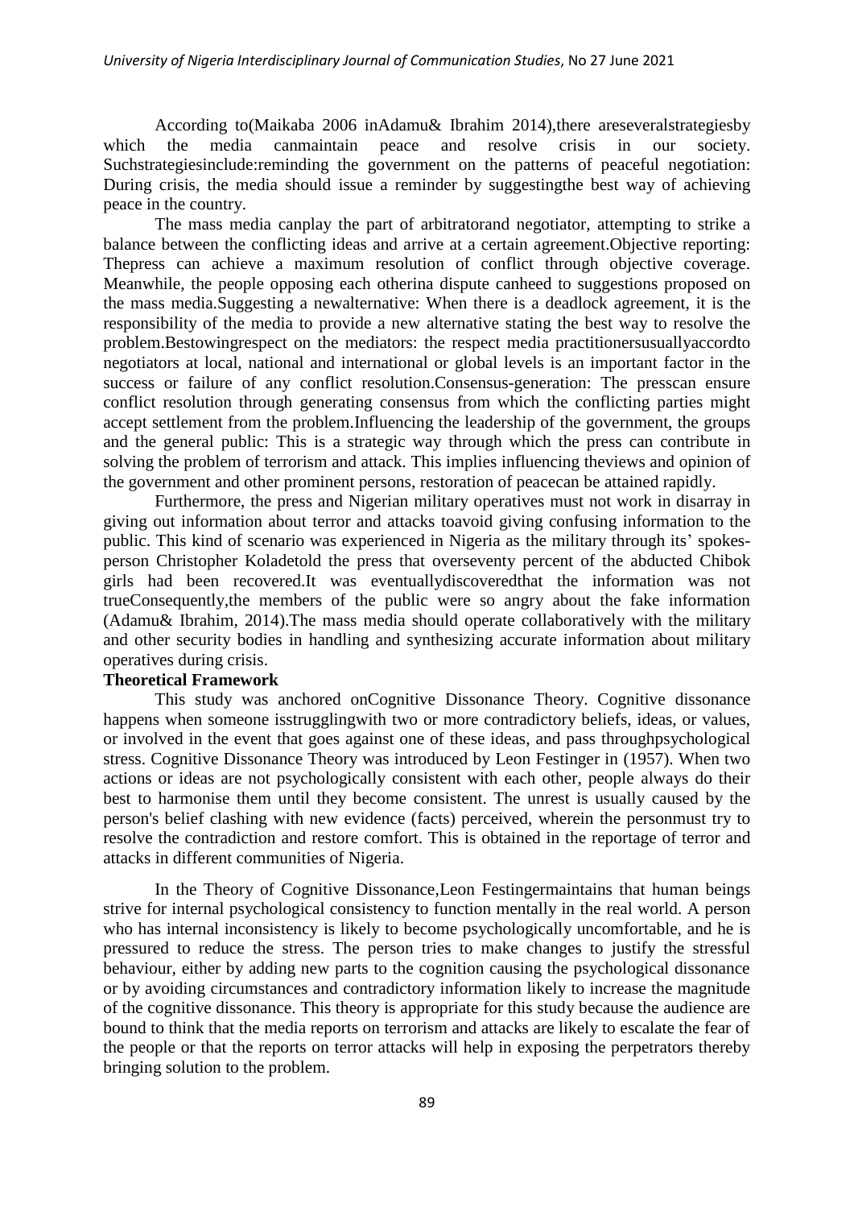According to(Maikaba 2006 inAdamu& Ibrahim 2014),there areseveralstrategiesby which the media canmaintain peace and resolve crisis in our society. Suchstrategiesinclude:reminding the government on the patterns of peaceful negotiation: During crisis, the media should issue a reminder by suggestingthe best way of achieving peace in the country.

The mass media canplay the part of arbitratorand negotiator, attempting to strike a balance between the conflicting ideas and arrive at a certain agreement.Objective reporting: Thepress can achieve a maximum resolution of conflict through objective coverage. Meanwhile, the people opposing each otherina dispute canheed to suggestions proposed on the mass media.Suggesting a newalternative: When there is a deadlock agreement, it is the responsibility of the media to provide a new alternative stating the best way to resolve the problem.Bestowingrespect on the mediators: the respect media practitionersusuallyaccordto negotiators at local, national and international or global levels is an important factor in the success or failure of any conflict resolution.Consensus-generation: The presscan ensure conflict resolution through generating consensus from which the conflicting parties might accept settlement from the problem.Influencing the leadership of the government, the groups and the general public: This is a strategic way through which the press can contribute in solving the problem of terrorism and attack. This implies influencing theviews and opinion of the government and other prominent persons, restoration of peacecan be attained rapidly.

Furthermore, the press and Nigerian military operatives must not work in disarray in giving out information about terror and attacks toavoid giving confusing information to the public. This kind of scenario was experienced in Nigeria as the military through its' spokes-person Christopher Koladetold the press that overseventy percent of the abducted Chibok girls had been recovered.It was eventuallydiscoveredthat the information was not trueConsequently,the members of the public were so angry about the fake information (Adamu& Ibrahim, 2014).The mass media should operate collaboratively with the military and other security bodies in handling and synthesizing accurate information about military operatives during crisis.

**Theoretical Framework**

This study was anchored onCognitive Dissonance Theory. Cognitive dissonance happens when someone isstrugglingwith two or more contradictory beliefs, ideas, or values, or involved in the event that goes against one of these ideas, and pass throughpsychological stress. Cognitive Dissonance Theory was introduced by Leon Festinger in (1957). When two actions or ideas are not psychologically consistent with each other, people always do their best to harmonise them until they become consistent. The unrest is usually caused by the person's belief clashing with new evidence (facts) perceived, wherein the personmust try to resolve the contradiction and restore comfort. This is obtained in the reportage of terror and attacks in different communities of Nigeria.

In the Theory of Cognitive Dissonance,Leon Festingermaintains that human beings strive for internal psychological consistency to function mentally in the real world. A person who has internal inconsistency is likely to become psychologically uncomfortable, and he is pressured to reduce the stress. The person tries to make changes to justify the stressful behaviour, either by adding new parts to the cognition causing the psychological dissonance or by avoiding circumstances and contradictory information likely to increase the magnitude of the cognitive dissonance. This theory is appropriate for this study because the audience are bound to think that the media reports on terrorism and attacks are likely to escalate the fear of the people or that the reports on terror attacks will help in exposing the perpetrators thereby bringing solution to the problem.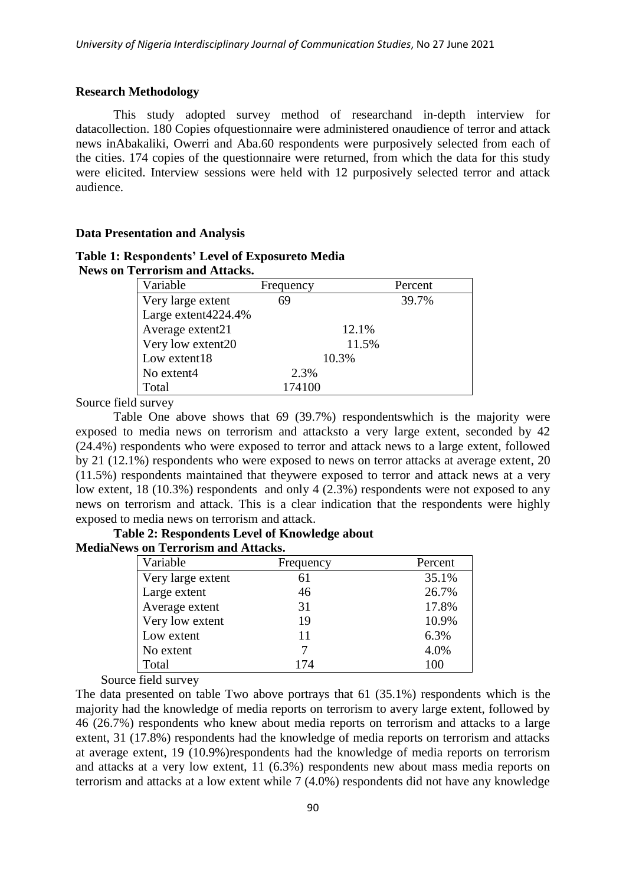### Research Methodology

This study adopted survey method of researchand in-depth interview for datacollection. 180 Copies ofquestionnaire were administered onaudience of terror and attack news inAbakaliki, Owerri and Aba.60 respondents were purposively selected from each of the cities. 174 copies of the questionnaire were returned, from which the data for this study were elicited. Interview sessions were held with 12 purposively selected terror and attack audience.

### Data Presentation and Analysis

**Table 1: Respondents' Level of Exposureto Media News on Terrorism and Attacks.**

| Variable | Frequency | Percent |
|---|---|---|
| Very large extent | 69 | 39.7% |
| Large extent | 42 | 24.4% |
| Average extent | 21 | 12.1% |
| Very low extent | 20 | 11.5% |
| Low extent | 18 | 10.3% |
| No extent | 4 | 2.3% |
| Total | 174 | 100 |

Source field survey

Table One above shows that 69 (39.7%) respondentswhich is the majority were exposed to media news on terrorism and attacksto a very large extent, seconded by 42 (24.4%) respondents who were exposed to terror and attack news to a large extent, followed by 21 (12.1%) respondents who were exposed to news on terror attacks at average extent, 20 (11.5%) respondents maintained that theywere exposed to terror and attack news at a very low extent, 18 (10.3%) respondents and only 4 (2.3%) respondents were not exposed to any news on terrorism and attack. This is a clear indication that the respondents were highly exposed to media news on terrorism and attack.

**Table 2: Respondents Level of Knowledge about MediaNews on Terrorism and Attacks.**

| Variable | Frequency | Percent |
|---|---|---|
| Very large extent | 61 | 35.1% |
| Large extent | 46 | 26.7% |
| Average extent | 31 | 17.8% |
| Very low extent | 19 | 10.9% |
| Low extent | 11 | 6.3% |
| No extent | 7 | 4.0% |
| Total | 174 | 100 |

Source field survey

The data presented on table Two above portrays that 61 (35.1%) respondents which is the majority had the knowledge of media reports on terrorism to avery large extent, followed by 46 (26.7%) respondents who knew about media reports on terrorism and attacks to a large extent, 31 (17.8%) respondents had the knowledge of media reports on terrorism and attacks at average extent, 19 (10.9%)respondents had the knowledge of media reports on terrorism and attacks at a very low extent, 11 (6.3%) respondents new about mass media reports on terrorism and attacks at a low extent while 7 (4.0%) respondents did not have any knowledge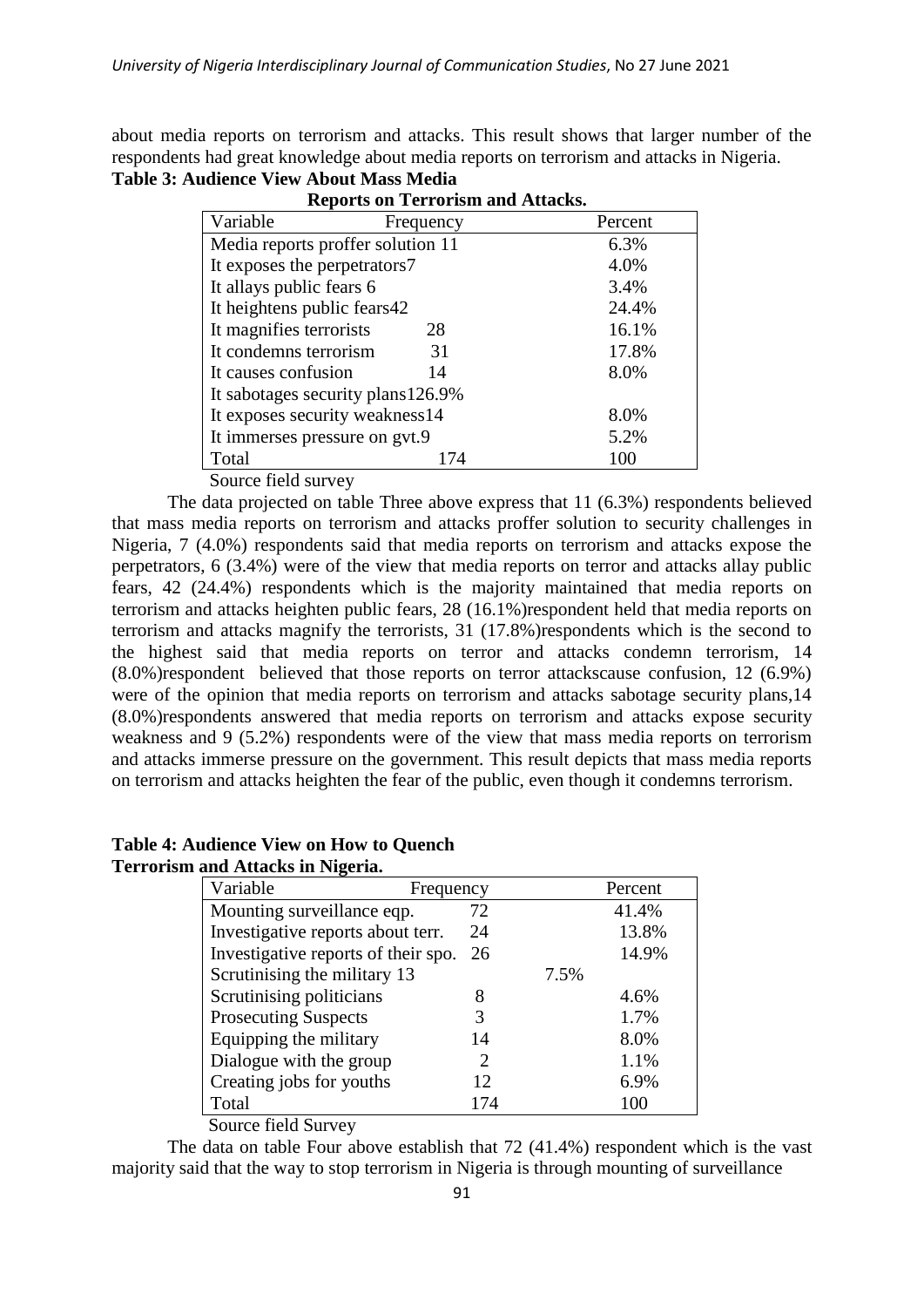about media reports on terrorism and attacks. This result shows that larger number of the respondents had great knowledge about media reports on terrorism and attacks in Nigeria.

**Table 3: Audience View About Mass Media Reports on Terrorism and Attacks.**

| Variable | Frequency | Percent |
|---|---|---|
| Media reports proffer solution | 11 | 6.3% |
| It exposes the perpetrators | 7 | 4.0% |
| It allays public fears | 6 | 3.4% |
| It heightens public fears | 42 | 24.4% |
| It magnifies terrorists | 28 | 16.1% |
| It condemns terrorism | 31 | 17.8% |
| It causes confusion | 14 | 8.0% |
| It sabotages security plans | 12 | 6.9% |
| It exposes security weakness | 14 | 8.0% |
| It immerses pressure on gvt. | 9 | 5.2% |
| Total | 174 | 100 |

Source field survey

The data projected on table Three above express that 11 (6.3%) respondents believed that mass media reports on terrorism and attacks proffer solution to security challenges in Nigeria, 7 (4.0%) respondents said that media reports on terrorism and attacks expose the perpetrators, 6 (3.4%) were of the view that media reports on terror and attacks allay public fears, 42 (24.4%) respondents which is the majority maintained that media reports on terrorism and attacks heighten public fears, 28 (16.1%)respondent held that media reports on terrorism and attacks magnify the terrorists, 31 (17.8%)respondents which is the second to the highest said that media reports on terror and attacks condemn terrorism, 14 (8.0%)respondent believed that those reports on terror attackscause confusion, 12 (6.9%) were of the opinion that media reports on terrorism and attacks sabotage security plans,14 (8.0%)respondents answered that media reports on terrorism and attacks expose security weakness and 9 (5.2%) respondents were of the view that mass media reports on terrorism and attacks immerse pressure on the government. This result depicts that mass media reports on terrorism and attacks heighten the fear of the public, even though it condemns terrorism.

**Table 4: Audience View on How to Quench Terrorism and Attacks in Nigeria.**

| Variable | Frequency | Percent |
|---|---|---|
| Mounting surveillance eqp. | 72 | 41.4% |
| Investigative reports about terr. | 24 | 13.8% |
| Investigative reports of their spo. | 26 | 14.9% |
| Scrutinising the military | 13 | 7.5% |
| Scrutinising politicians | 8 | 4.6% |
| Prosecuting Suspects | 3 | 1.7% |
| Equipping the military | 14 | 8.0% |
| Dialogue with the group | 2 | 1.1% |
| Creating jobs for youths | 12 | 6.9% |
| Total | 174 | 100 |

Source field Survey

The data on table Four above establish that 72 (41.4%) respondent which is the vast majority said that the way to stop terrorism in Nigeria is through mounting of surveillance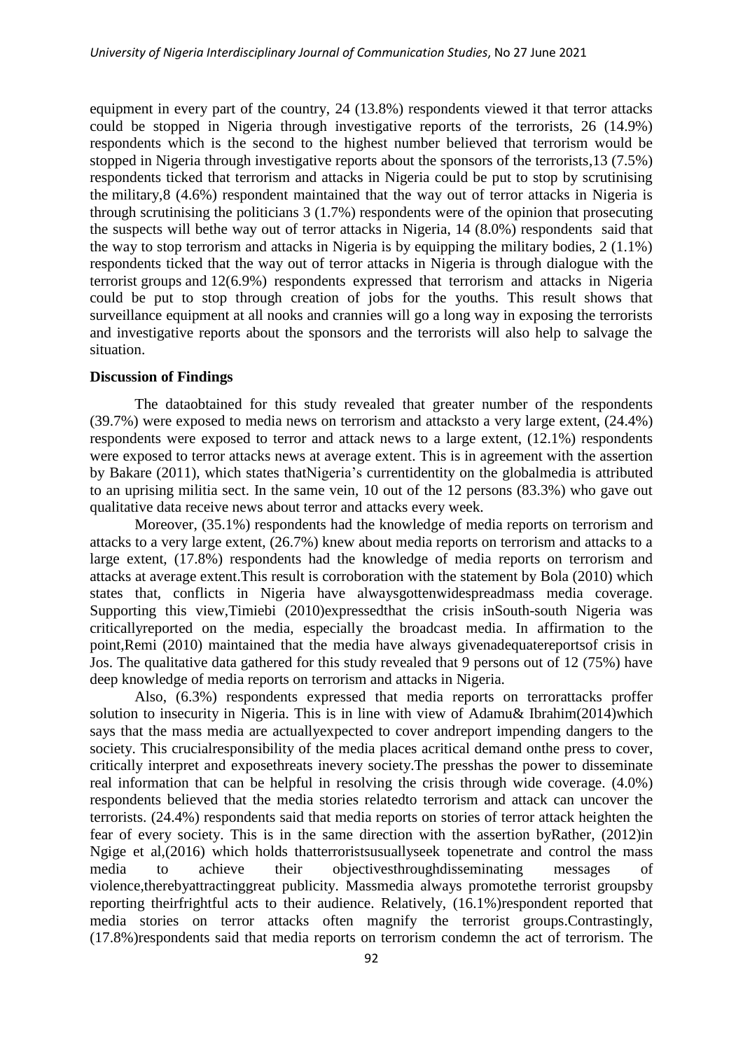equipment in every part of the country, 24 (13.8%) respondents viewed it that terror attacks could be stopped in Nigeria through investigative reports of the terrorists, 26 (14.9%) respondents which is the second to the highest number believed that terrorism would be stopped in Nigeria through investigative reports about the sponsors of the terrorists,13 (7.5%) respondents ticked that terrorism and attacks in Nigeria could be put to stop by scrutinising the military,8 (4.6%) respondent maintained that the way out of terror attacks in Nigeria is through scrutinising the politicians 3 (1.7%) respondents were of the opinion that prosecuting the suspects will bethe way out of terror attacks in Nigeria, 14 (8.0%) respondents said that the way to stop terrorism and attacks in Nigeria is by equipping the military bodies, 2 (1.1%) respondents ticked that the way out of terror attacks in Nigeria is through dialogue with the terrorist groups and 12(6.9%) respondents expressed that terrorism and attacks in Nigeria could be put to stop through creation of jobs for the youths. This result shows that surveillance equipment at all nooks and crannies will go a long way in exposing the terrorists and investigative reports about the sponsors and the terrorists will also help to salvage the situation.

**Discussion of Findings**

The dataobtained for this study revealed that greater number of the respondents (39.7%) were exposed to media news on terrorism and attacksto a very large extent, (24.4%) respondents were exposed to terror and attack news to a large extent, (12.1%) respondents were exposed to terror attacks news at average extent. This is in agreement with the assertion by Bakare (2011), which states thatNigeria's currentidentity on the globalmedia is attributed to an uprising militia sect. In the same vein, 10 out of the 12 persons (83.3%) who gave out qualitative data receive news about terror and attacks every week.

Moreover, (35.1%) respondents had the knowledge of media reports on terrorism and attacks to a very large extent, (26.7%) knew about media reports on terrorism and attacks to a large extent, (17.8%) respondents had the knowledge of media reports on terrorism and attacks at average extent.This result is corroboration with the statement by Bola (2010) which states that, conflicts in Nigeria have alwaysgottenwidespreadmass media coverage. Supporting this view,Timiebi (2010)expressedthat the crisis inSouth-south Nigeria was criticallyreported on the media, especially the broadcast media. In affirmation to the point,Remi (2010) maintained that the media have always givenadequatereportsof crisis in Jos. The qualitative data gathered for this study revealed that 9 persons out of 12 (75%) have deep knowledge of media reports on terrorism and attacks in Nigeria.

Also, (6.3%) respondents expressed that media reports on terrorattacks proffer solution to insecurity in Nigeria. This is in line with view of Adamu& Ibrahim(2014)which says that the mass media are actuallyexpected to cover andreport impending dangers to the society. This crucialresponsibility of the media places acritical demand onthe press to cover, critically interpret and exposethreats inevery society.The presshas the power to disseminate real information that can be helpful in resolving the crisis through wide coverage. (4.0%) respondents believed that the media stories relatedto terrorism and attack can uncover the terrorists. (24.4%) respondents said that media reports on stories of terror attack heighten the fear of every society. This is in the same direction with the assertion byRather, (2012)in Ngige et al,(2016) which holds thatterroristsusuallyseek topenetrate and control the mass media to achieve their objectivesthroughdisseminating messages of violence,therebyattractinggreat publicity. Massmedia always promotethe terrorist groupsby reporting theirfrightful acts to their audience. Relatively, (16.1%)respondent reported that media stories on terror attacks often magnify the terrorist groups.Contrastingly, (17.8%)respondents said that media reports on terrorism condemn the act of terrorism. The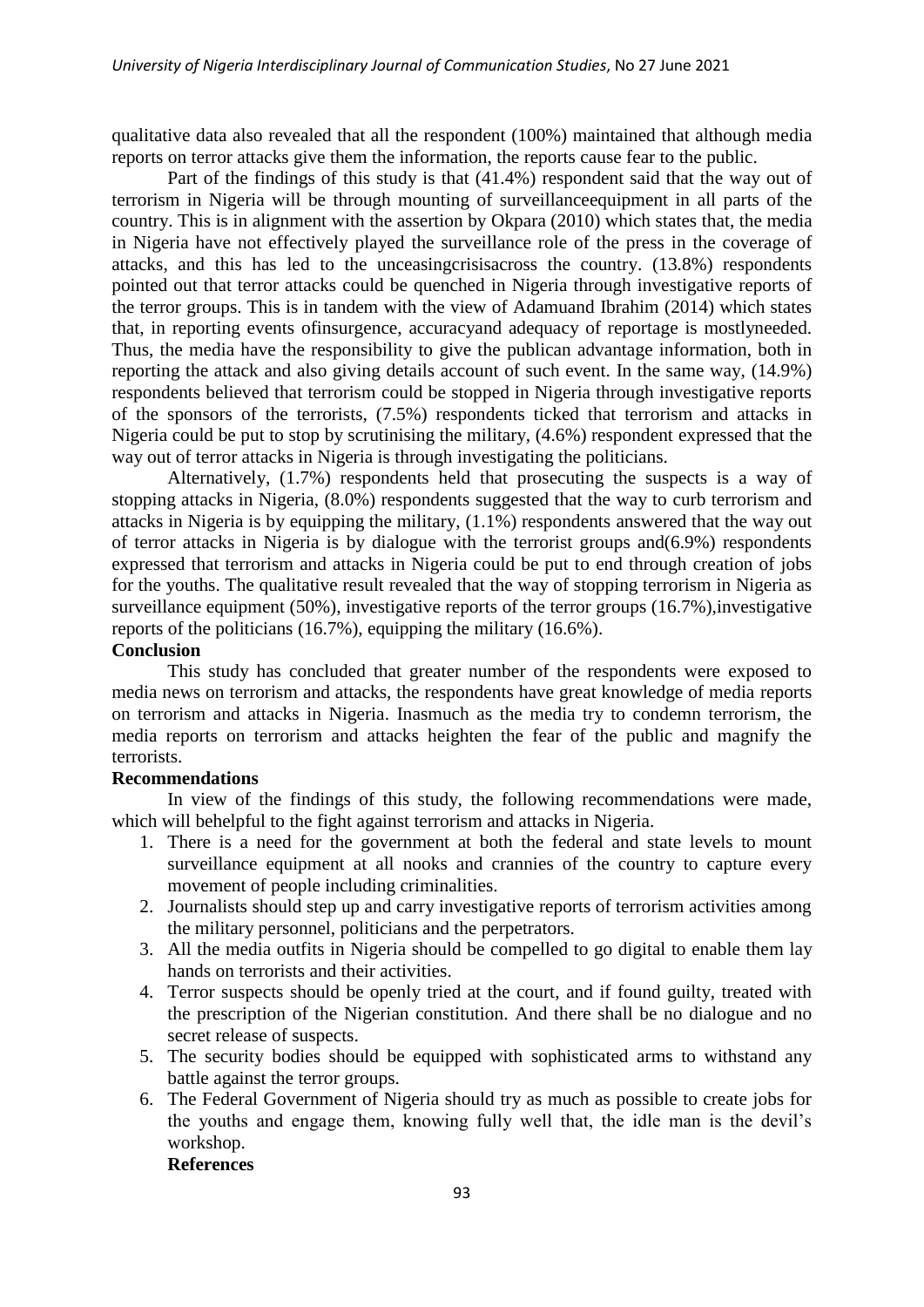qualitative data also revealed that all the respondent (100%) maintained that although media reports on terror attacks give them the information, the reports cause fear to the public.

Part of the findings of this study is that (41.4%) respondent said that the way out of terrorism in Nigeria will be through mounting of surveillanceequipment in all parts of the country. This is in alignment with the assertion by Okpara (2010) which states that, the media in Nigeria have not effectively played the surveillance role of the press in the coverage of attacks, and this has led to the unceasingcrisisacross the country. (13.8%) respondents pointed out that terror attacks could be quenched in Nigeria through investigative reports of the terror groups. This is in tandem with the view of Adamuand Ibrahim (2014) which states that, in reporting events ofinsurgence, accuracyand adequacy of reportage is mostlyneeded. Thus, the media have the responsibility to give the publican advantage information, both in reporting the attack and also giving details account of such event. In the same way, (14.9%) respondents believed that terrorism could be stopped in Nigeria through investigative reports of the sponsors of the terrorists, (7.5%) respondents ticked that terrorism and attacks in Nigeria could be put to stop by scrutinising the military, (4.6%) respondent expressed that the way out of terror attacks in Nigeria is through investigating the politicians.

Alternatively, (1.7%) respondents held that prosecuting the suspects is a way of stopping attacks in Nigeria, (8.0%) respondents suggested that the way to curb terrorism and attacks in Nigeria is by equipping the military, (1.1%) respondents answered that the way out of terror attacks in Nigeria is by dialogue with the terrorist groups and(6.9%) respondents expressed that terrorism and attacks in Nigeria could be put to end through creation of jobs for the youths. The qualitative result revealed that the way of stopping terrorism in Nigeria as surveillance equipment (50%), investigative reports of the terror groups (16.7%),investigative reports of the politicians (16.7%), equipping the military (16.6%).

**Conclusion**

This study has concluded that greater number of the respondents were exposed to media news on terrorism and attacks, the respondents have great knowledge of media reports on terrorism and attacks in Nigeria. Inasmuch as the media try to condemn terrorism, the media reports on terrorism and attacks heighten the fear of the public and magnify the terrorists.

**Recommendations**

In view of the findings of this study, the following recommendations were made, which will behelpful to the fight against terrorism and attacks in Nigeria.

1. There is a need for the government at both the federal and state levels to mount surveillance equipment at all nooks and crannies of the country to capture every movement of people including criminalities.
2. Journalists should step up and carry investigative reports of terrorism activities among the military personnel, politicians and the perpetrators.
3. All the media outfits in Nigeria should be compelled to go digital to enable them lay hands on terrorists and their activities.
4. Terror suspects should be openly tried at the court, and if found guilty, treated with the prescription of the Nigerian constitution. And there shall be no dialogue and no secret release of suspects.
5. The security bodies should be equipped with sophisticated arms to withstand any battle against the terror groups.
6. The Federal Government of Nigeria should try as much as possible to create jobs for the youths and engage them, knowing fully well that, the idle man is the devil's workshop.

**References**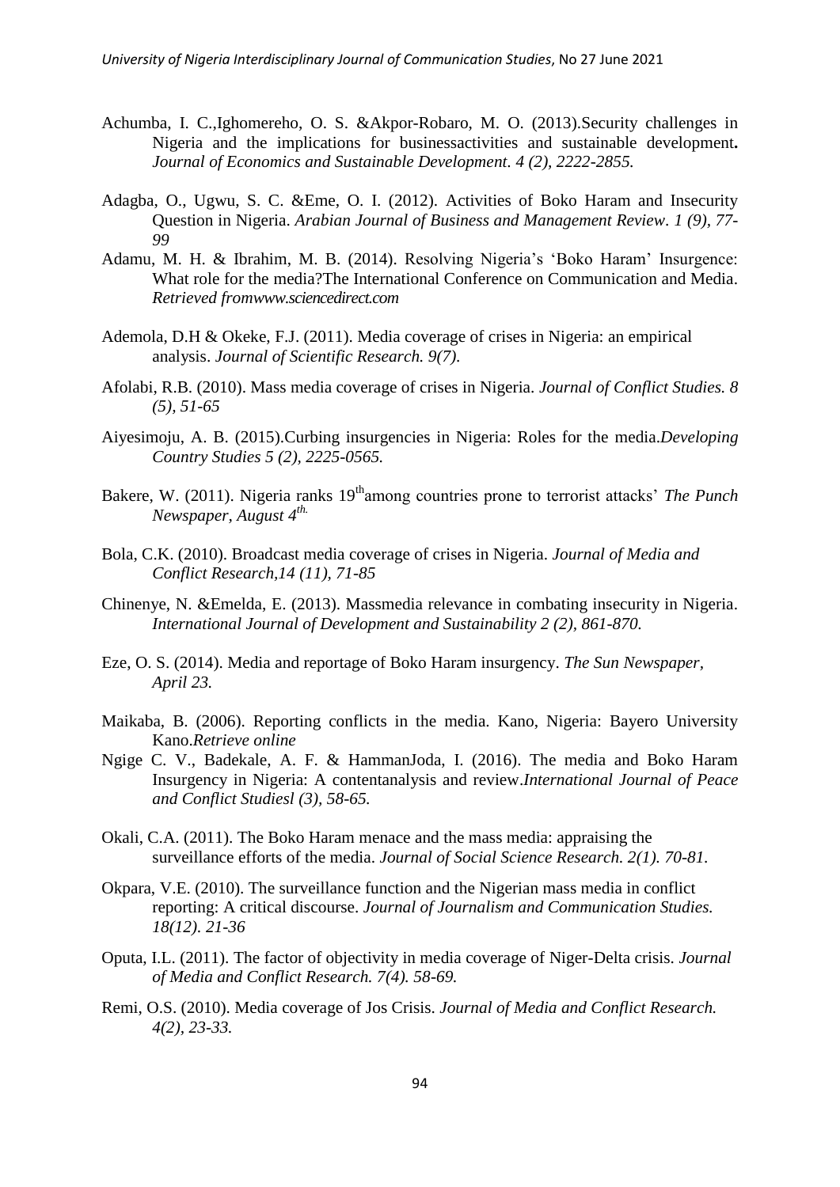Achumba, I. C.,Ighomereho, O. S. &Akpor-Robaro, M. O. (2013).Security challenges in Nigeria and the implications for businessactivities and sustainable development**.** *Journal of Economics and Sustainable Development. 4 (2), 2222-2855.*

Adagba, O., Ugwu, S. C. &Eme, O. I. (2012). Activities of Boko Haram and Insecurity Question in Nigeria. *Arabian Journal of Business and Management Review. 1 (9), 77-99*

Adamu, M. H. & Ibrahim, M. B. (2014). Resolving Nigeria's 'Boko Haram' Insurgence: What role for the media?The International Conference on Communication and Media. *Retrieved fromwww.sciencedirect.com*

Ademola, D.H & Okeke, F.J. (2011). Media coverage of crises in Nigeria: an empirical analysis. *Journal of Scientific Research. 9(7).*

Afolabi, R.B. (2010). Mass media coverage of crises in Nigeria. *Journal of Conflict Studies. 8 (5), 51-65*

Aiyesimoju, A. B. (2015).Curbing insurgencies in Nigeria: Roles for the media.*Developing Country Studies 5 (2), 2225-0565.*

Bakere, W. (2011). Nigeria ranks 19th among countries prone to terrorist attacks' *The Punch Newspaper, August 4th.*

Bola, C.K. (2010). Broadcast media coverage of crises in Nigeria. *Journal of Media and Conflict Research,14 (11), 71-85*

Chinenye, N. &Emelda, E. (2013). Massmedia relevance in combating insecurity in Nigeria. *International Journal of Development and Sustainability 2 (2), 861-870.*

Eze, O. S. (2014). Media and reportage of Boko Haram insurgency. *The Sun Newspaper, April 23.*

Maikaba, B. (2006). Reporting conflicts in the media. Kano, Nigeria: Bayero University Kano.*Retrieve online*

Ngige C. V., Badekale, A. F. & HammanJoda, I. (2016). The media and Boko Haram Insurgency in Nigeria: A contentanalysis and review.*International Journal of Peace and Conflict Studiesl (3), 58-65.*

Okali, C.A. (2011). The Boko Haram menace and the mass media: appraising the surveillance efforts of the media. *Journal of Social Science Research. 2(1). 70-81.*

Okpara, V.E. (2010). The surveillance function and the Nigerian mass media in conflict reporting: A critical discourse. *Journal of Journalism and Communication Studies. 18(12). 21-36*

Oputa, I.L. (2011). The factor of objectivity in media coverage of Niger-Delta crisis. *Journal of Media and Conflict Research. 7(4). 58-69.*

Remi, O.S. (2010). Media coverage of Jos Crisis. *Journal of Media and Conflict Research. 4(2), 23-33.*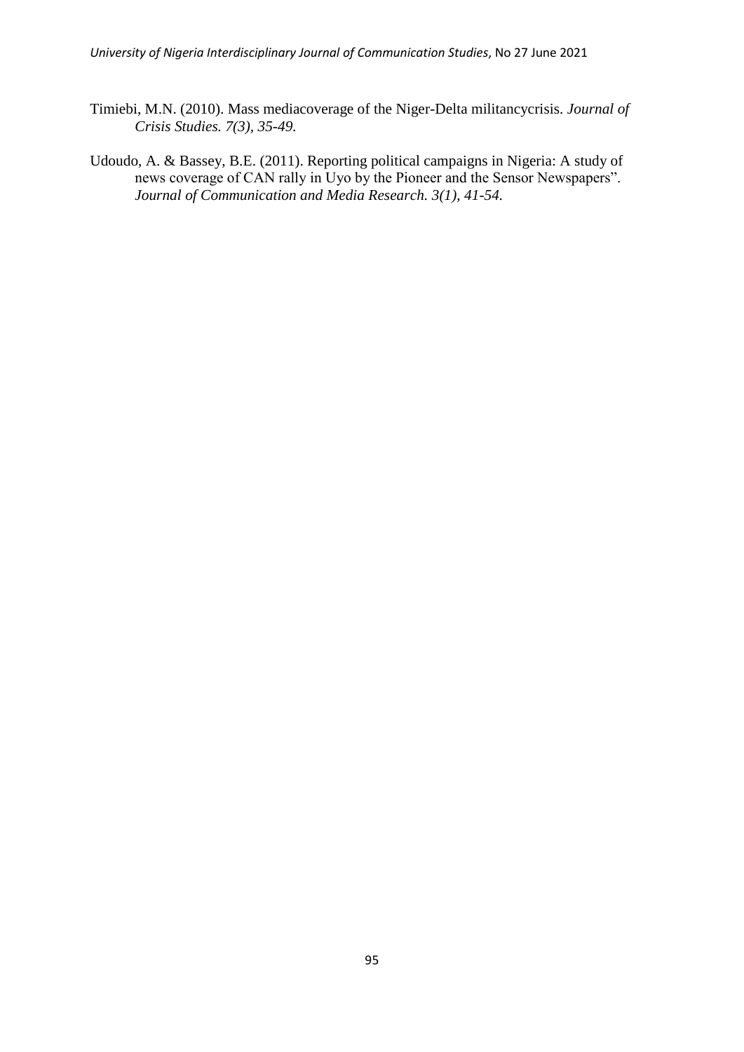Timiebi, M.N. (2010). Mass mediacoverage of the Niger-Delta militancycrisis. *Journal of Crisis Studies. 7(3), 35-49.*

Udoudo, A. & Bassey, B.E. (2011). Reporting political campaigns in Nigeria: A study of news coverage of CAN rally in Uyo by the Pioneer and the Sensor Newspapers". *Journal of Communication and Media Research. 3(1), 41-54.*